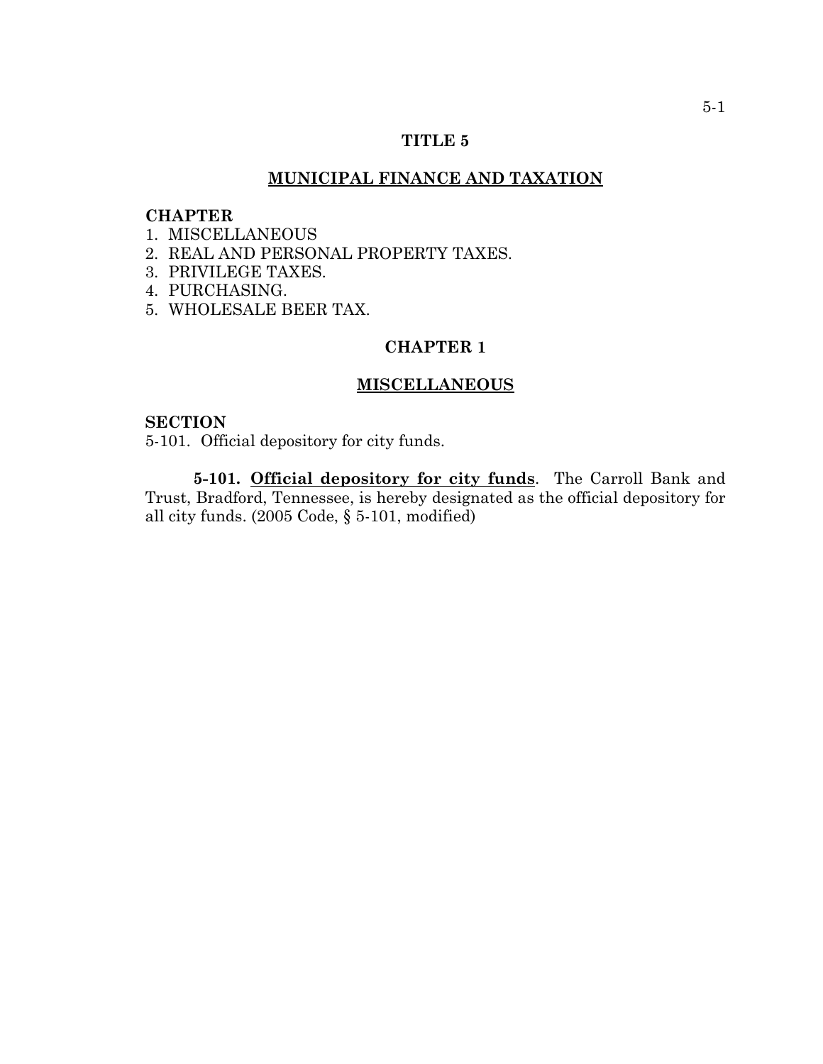# TITLE 5

## MUNICIPAL FINANCE AND TAXATION

**CHAPTER**

1. MISCELLANEOUS
2. REAL AND PERSONAL PROPERTY TAXES.
3. PRIVILEGE TAXES.
4. PURCHASING.
5. WHOLESALE BEER TAX.

## CHAPTER 1

## MISCELLANEOUS

**SECTION**

5-101. Official depository for city funds.

**5-101. Official depository for city funds**. The Carroll Bank and Trust, Bradford, Tennessee, is hereby designated as the official depository for all city funds. (2005 Code, § 5-101, modified)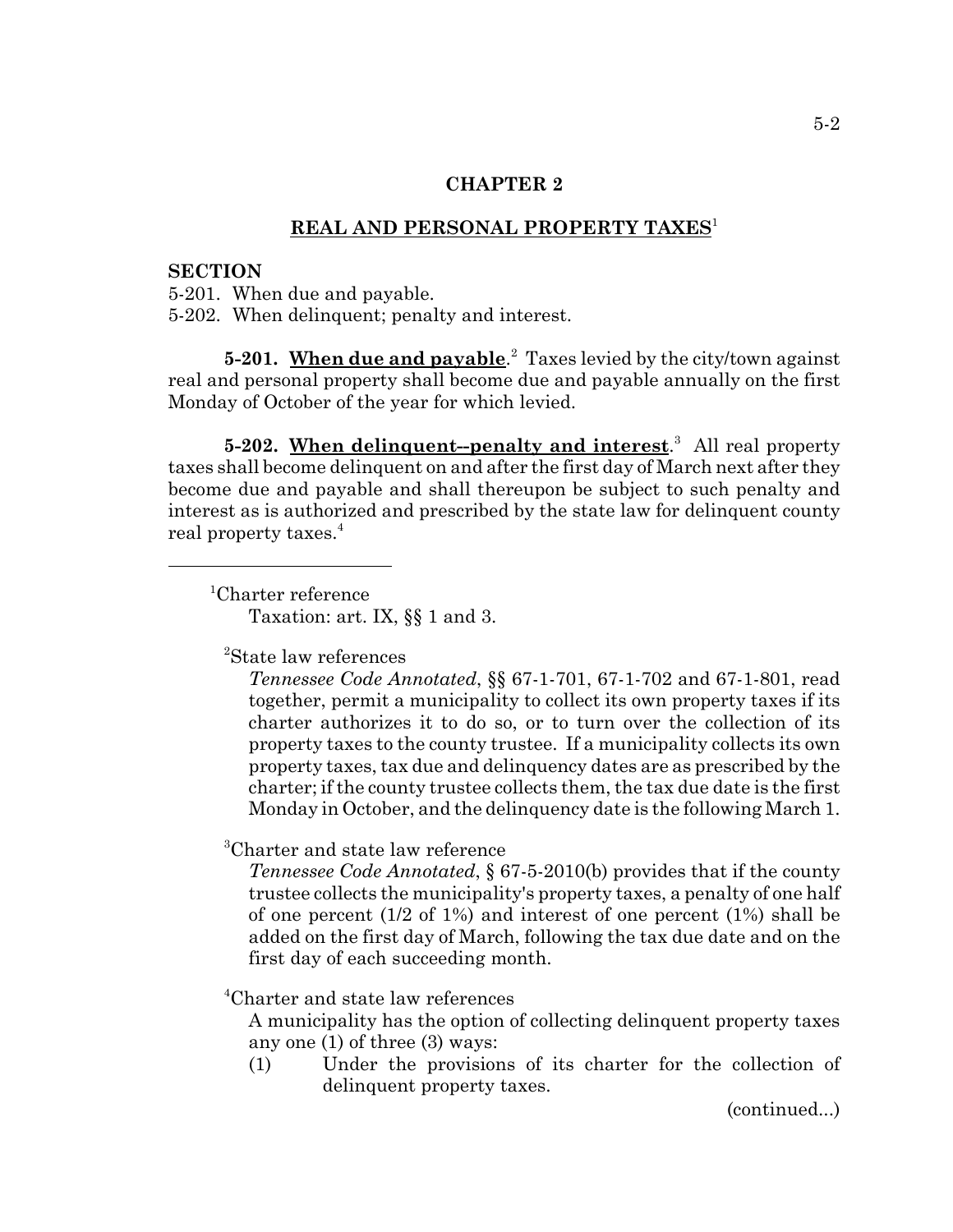## CHAPTER 2

## REAL AND PERSONAL PROPERTY TAXES[1]

**SECTION**

5-201. When due and payable.
5-202. When delinquent; penalty and interest.

**5-201. When due and payable**.[2] Taxes levied by the city/town against real and personal property shall become due and payable annually on the first Monday of October of the year for which levied.

**5-202. When delinquent--penalty and interest**.[3] All real property taxes shall become delinquent on and after the first day of March next after they become due and payable and shall thereupon be subject to such penalty and interest as is authorized and prescribed by the state law for delinquent county real property taxes.[4]

---

[1]Charter reference
Taxation: art. IX, §§ 1 and 3.

[2]State law references
*Tennessee Code Annotated*, §§ 67-1-701, 67-1-702 and 67-1-801, read together, permit a municipality to collect its own property taxes if its charter authorizes it to do so, or to turn over the collection of its property taxes to the county trustee. If a municipality collects its own property taxes, tax due and delinquency dates are as prescribed by the charter; if the county trustee collects them, the tax due date is the first Monday in October, and the delinquency date is the following March 1.

[3]Charter and state law reference
*Tennessee Code Annotated*, § 67-5-2010(b) provides that if the county trustee collects the municipality's property taxes, a penalty of one half of one percent (1/2 of 1%) and interest of one percent (1%) shall be added on the first day of March, following the tax due date and on the first day of each succeeding month.

[4]Charter and state law references
A municipality has the option of collecting delinquent property taxes any one (1) of three (3) ways:

(1) Under the provisions of its charter for the collection of delinquent property taxes.

(continued...)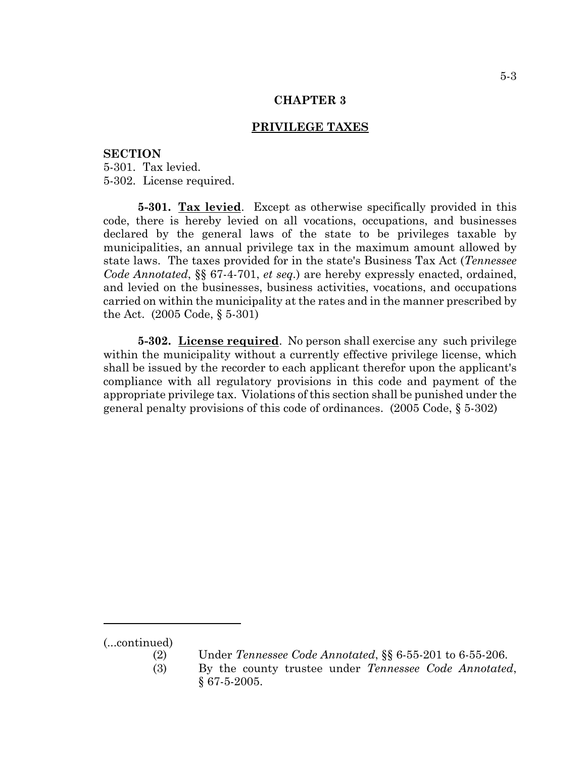# CHAPTER 3

## PRIVILEGE TAXES

**SECTION**
5-301. Tax levied.
5-302. License required.

**5-301. Tax levied**. Except as otherwise specifically provided in this code, there is hereby levied on all vocations, occupations, and businesses declared by the general laws of the state to be privileges taxable by municipalities, an annual privilege tax in the maximum amount allowed by state laws. The taxes provided for in the state's Business Tax Act (*Tennessee Code Annotated*, §§ 67-4-701, *et seq.*) are hereby expressly enacted, ordained, and levied on the businesses, business activities, vocations, and occupations carried on within the municipality at the rates and in the manner prescribed by the Act. (2005 Code, § 5-301)

**5-302. License required**. No person shall exercise any such privilege within the municipality without a currently effective privilege license, which shall be issued by the recorder to each applicant therefor upon the applicant's compliance with all regulatory provisions in this code and payment of the appropriate privilege tax. Violations of this section shall be punished under the general penalty provisions of this code of ordinances. (2005 Code, § 5-302)

---

(...continued)

(2) Under *Tennessee Code Annotated*, §§ 6-55-201 to 6-55-206.

(3) By the county trustee under *Tennessee Code Annotated*, § 67-5-2005.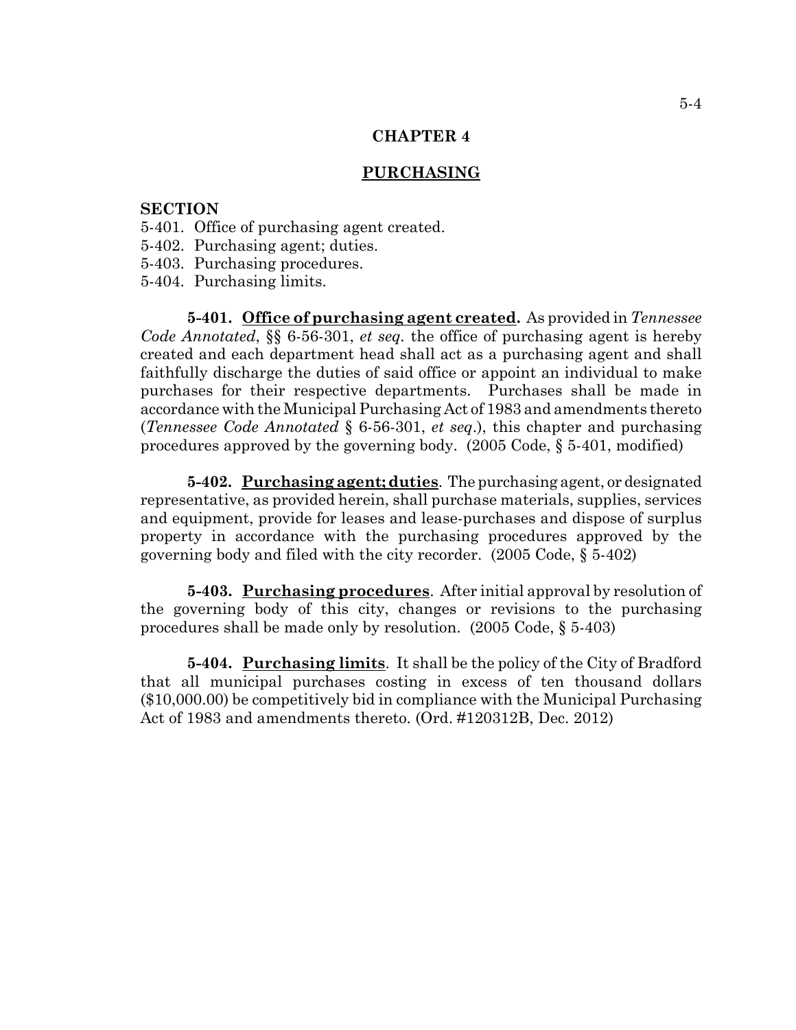# CHAPTER 4

## PURCHASING

**SECTION**

5-401. Office of purchasing agent created.
5-402. Purchasing agent; duties.
5-403. Purchasing procedures.
5-404. Purchasing limits.

**5-401. Office of purchasing agent created.** As provided in *Tennessee Code Annotated*, §§ 6-56-301, *et seq.* the office of purchasing agent is hereby created and each department head shall act as a purchasing agent and shall faithfully discharge the duties of said office or appoint an individual to make purchases for their respective departments. Purchases shall be made in accordance with the Municipal Purchasing Act of 1983 and amendments thereto (*Tennessee Code Annotated* § 6-56-301, *et seq*.), this chapter and purchasing procedures approved by the governing body. (2005 Code, § 5-401, modified)

**5-402. Purchasing agent; duties**. The purchasing agent, or designated representative, as provided herein, shall purchase materials, supplies, services and equipment, provide for leases and lease-purchases and dispose of surplus property in accordance with the purchasing procedures approved by the governing body and filed with the city recorder. (2005 Code, § 5-402)

**5-403. Purchasing procedures**. After initial approval by resolution of the governing body of this city, changes or revisions to the purchasing procedures shall be made only by resolution. (2005 Code, § 5-403)

**5-404. Purchasing limits**. It shall be the policy of the City of Bradford that all municipal purchases costing in excess of ten thousand dollars ($10,000.00) be competitively bid in compliance with the Municipal Purchasing Act of 1983 and amendments thereto. (Ord. #120312B, Dec. 2012)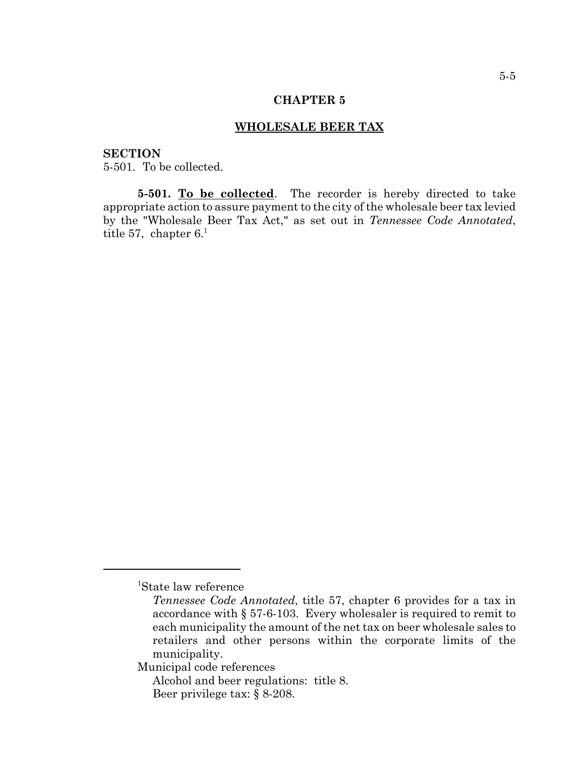# CHAPTER 5

## WHOLESALE BEER TAX

**SECTION**

5-501. To be collected.

**5-501. To be collected**. The recorder is hereby directed to take appropriate action to assure payment to the city of the wholesale beer tax levied by the "Wholesale Beer Tax Act," as set out in *Tennessee Code Annotated*, title 57, chapter 6.[1]

---

[1]State law reference

*Tennessee Code Annotated*, title 57, chapter 6 provides for a tax in accordance with § 57-6-103. Every wholesaler is required to remit to each municipality the amount of the net tax on beer wholesale sales to retailers and other persons within the corporate limits of the municipality.

Municipal code references

Alcohol and beer regulations: title 8.

Beer privilege tax: § 8-208.